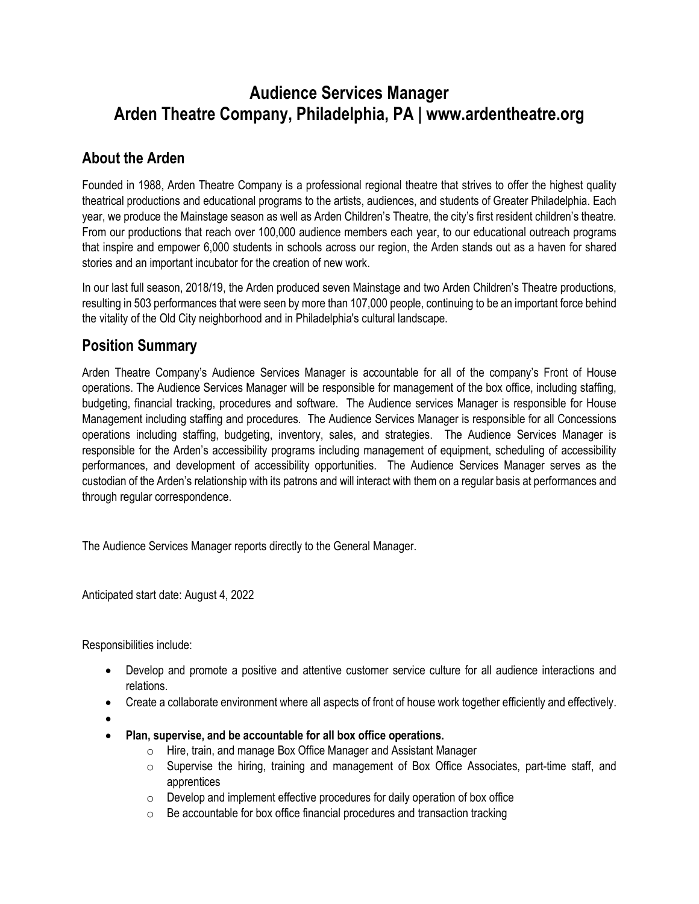# Audience Services Manager
# Arden Theatre Company, Philadelphia, PA | www.ardentheatre.org

## About the Arden

Founded in 1988, Arden Theatre Company is a professional regional theatre that strives to offer the highest quality theatrical productions and educational programs to the artists, audiences, and students of Greater Philadelphia. Each year, we produce the Mainstage season as well as Arden Children's Theatre, the city's first resident children's theatre. From our productions that reach over 100,000 audience members each year, to our educational outreach programs that inspire and empower 6,000 students in schools across our region, the Arden stands out as a haven for shared stories and an important incubator for the creation of new work.

In our last full season, 2018/19, the Arden produced seven Mainstage and two Arden Children's Theatre productions, resulting in 503 performances that were seen by more than 107,000 people, continuing to be an important force behind the vitality of the Old City neighborhood and in Philadelphia's cultural landscape.

## Position Summary

Arden Theatre Company's Audience Services Manager is accountable for all of the company's Front of House operations. The Audience Services Manager will be responsible for management of the box office, including staffing, budgeting, financial tracking, procedures and software. The Audience services Manager is responsible for House Management including staffing and procedures. The Audience Services Manager is responsible for all Concessions operations including staffing, budgeting, inventory, sales, and strategies. The Audience Services Manager is responsible for the Arden's accessibility programs including management of equipment, scheduling of accessibility performances, and development of accessibility opportunities. The Audience Services Manager serves as the custodian of the Arden's relationship with its patrons and will interact with them on a regular basis at performances and through regular correspondence.

The Audience Services Manager reports directly to the General Manager.

Anticipated start date: August 4, 2022

Responsibilities include:

- Develop and promote a positive and attentive customer service culture for all audience interactions and relations.
- Create a collaborate environment where all aspects of front of house work together efficiently and effectively.
- 
- **Plan, supervise, and be accountable for all box office operations.**
  - Hire, train, and manage Box Office Manager and Assistant Manager
  - Supervise the hiring, training and management of Box Office Associates, part-time staff, and apprentices
  - Develop and implement effective procedures for daily operation of box office
  - Be accountable for box office financial procedures and transaction tracking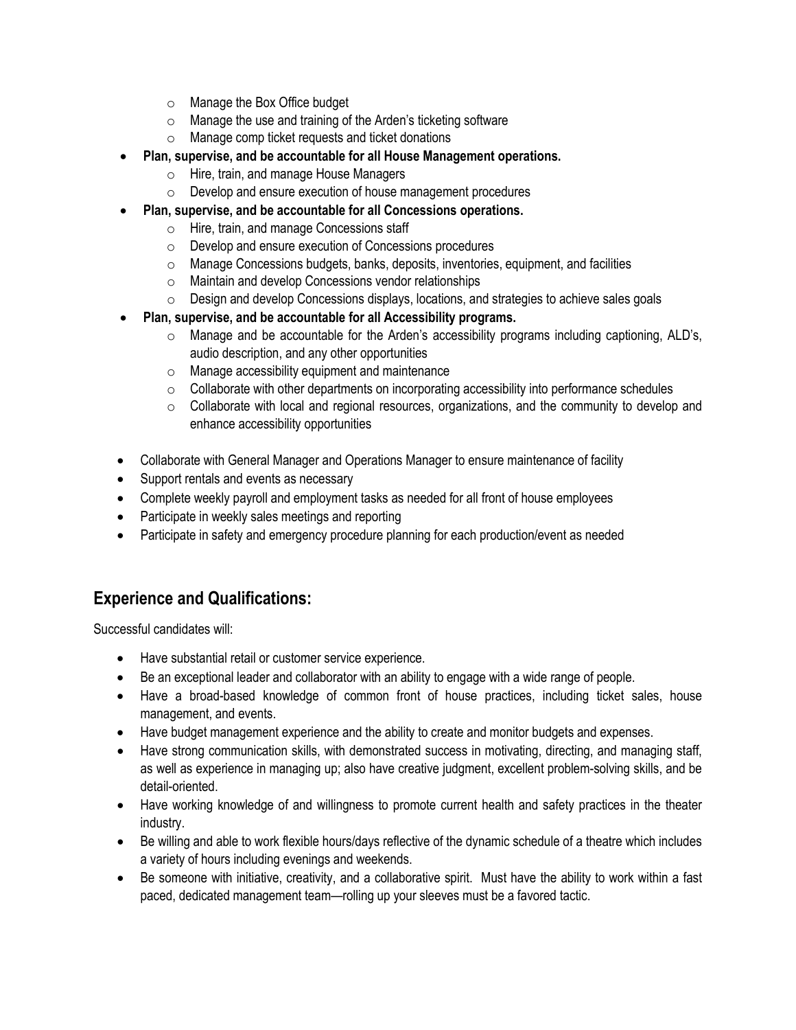- Manage the Box Office budget
  - Manage the use and training of the Arden's ticketing software
  - Manage comp ticket requests and ticket donations
- **Plan, supervise, and be accountable for all House Management operations.**
  - Hire, train, and manage House Managers
  - Develop and ensure execution of house management procedures
- **Plan, supervise, and be accountable for all Concessions operations.**
  - Hire, train, and manage Concessions staff
  - Develop and ensure execution of Concessions procedures
  - Manage Concessions budgets, banks, deposits, inventories, equipment, and facilities
  - Maintain and develop Concessions vendor relationships
  - Design and develop Concessions displays, locations, and strategies to achieve sales goals
- **Plan, supervise, and be accountable for all Accessibility programs.**
  - Manage and be accountable for the Arden's accessibility programs including captioning, ALD's, audio description, and any other opportunities
  - Manage accessibility equipment and maintenance
  - Collaborate with other departments on incorporating accessibility into performance schedules
  - Collaborate with local and regional resources, organizations, and the community to develop and enhance accessibility opportunities

- Collaborate with General Manager and Operations Manager to ensure maintenance of facility
- Support rentals and events as necessary
- Complete weekly payroll and employment tasks as needed for all front of house employees
- Participate in weekly sales meetings and reporting
- Participate in safety and emergency procedure planning for each production/event as needed

## Experience and Qualifications:

Successful candidates will:

- Have substantial retail or customer service experience.
- Be an exceptional leader and collaborator with an ability to engage with a wide range of people.
- Have a broad-based knowledge of common front of house practices, including ticket sales, house management, and events.
- Have budget management experience and the ability to create and monitor budgets and expenses.
- Have strong communication skills, with demonstrated success in motivating, directing, and managing staff, as well as experience in managing up; also have creative judgment, excellent problem-solving skills, and be detail-oriented.
- Have working knowledge of and willingness to promote current health and safety practices in the theater industry.
- Be willing and able to work flexible hours/days reflective of the dynamic schedule of a theatre which includes a variety of hours including evenings and weekends.
- Be someone with initiative, creativity, and a collaborative spirit. Must have the ability to work within a fast paced, dedicated management team—rolling up your sleeves must be a favored tactic.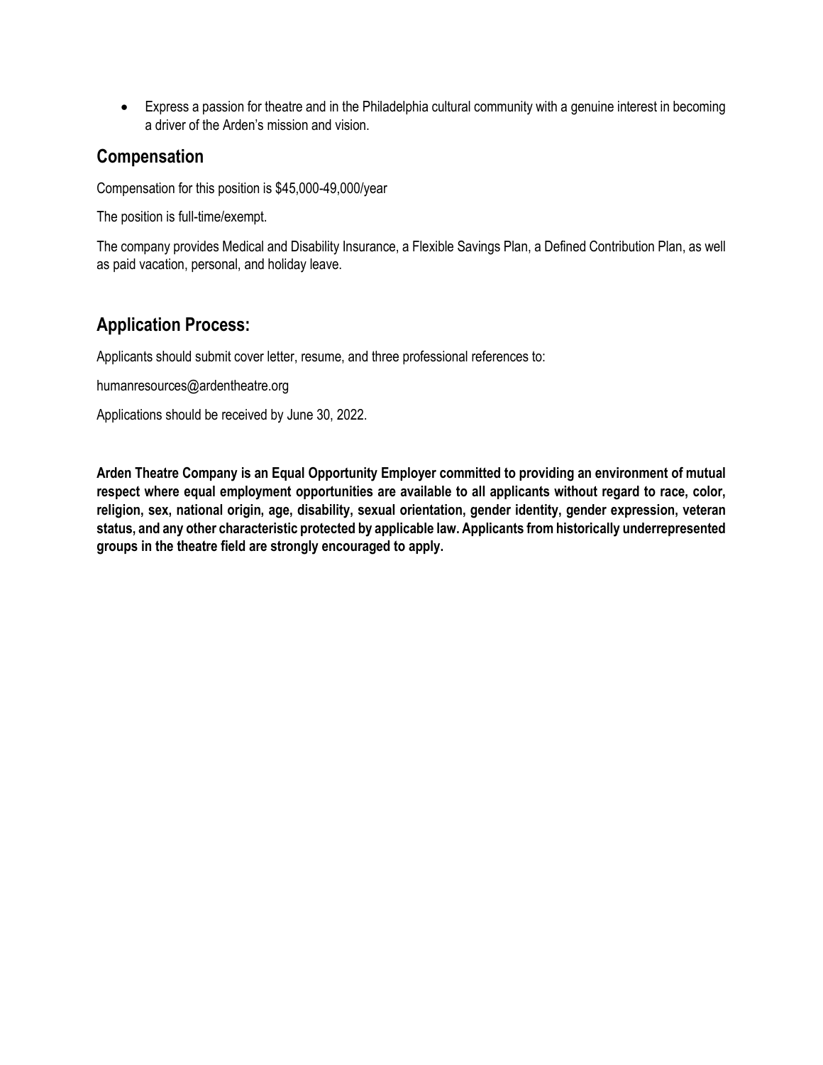- Express a passion for theatre and in the Philadelphia cultural community with a genuine interest in becoming a driver of the Arden's mission and vision.

## Compensation

Compensation for this position is $45,000-49,000/year

The position is full-time/exempt.

The company provides Medical and Disability Insurance, a Flexible Savings Plan, a Defined Contribution Plan, as well as paid vacation, personal, and holiday leave.

## Application Process:

Applicants should submit cover letter, resume, and three professional references to:

humanresources@ardentheatre.org

Applications should be received by June 30, 2022.

**Arden Theatre Company is an Equal Opportunity Employer committed to providing an environment of mutual respect where equal employment opportunities are available to all applicants without regard to race, color, religion, sex, national origin, age, disability, sexual orientation, gender identity, gender expression, veteran status, and any other characteristic protected by applicable law. Applicants from historically underrepresented groups in the theatre field are strongly encouraged to apply.**